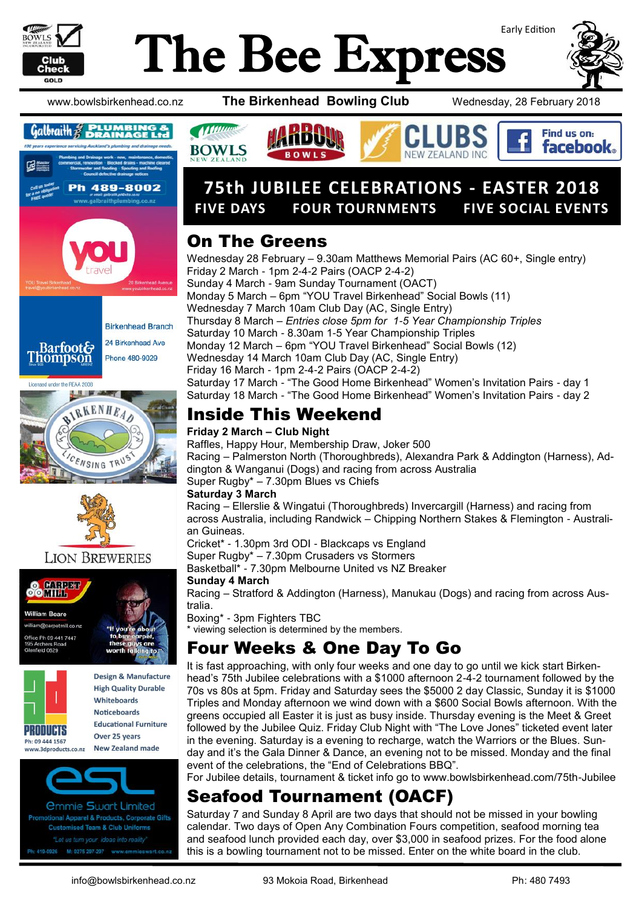# The Bee Express

Early Edition

www.bowlsbirkenhead.co.nz **The Birkenhead Bowling Club** Wednesday, 28 February 2018

## 75th JUBILEE CELEBRATIONS - EASTER 2018

**FIVE DAYS FOUR TOURNMENTS FIVE SOCIAL EVENTS**

## On The Greens

Wednesday 28 February – 9.30am Matthews Memorial Pairs (AC 60+, Single entry)
Friday 2 March - 1pm 2-4-2 Pairs (OACP 2-4-2)
Sunday 4 March - 9am Sunday Tournament (OACT)
Monday 5 March – 6pm "YOU Travel Birkenhead" Social Bowls (11)
Wednesday 7 March 10am Club Day (AC, Single Entry)
Thursday 8 March – *Entries close 5pm for 1-5 Year Championship Triples*
Saturday 10 March - 8.30am 1-5 Year Championship Triples
Monday 12 March – 6pm "YOU Travel Birkenhead" Social Bowls (12)
Wednesday 14 March 10am Club Day (AC, Single Entry)
Friday 16 March - 1pm 2-4-2 Pairs (OACP 2-4-2)
Saturday 17 March - "The Good Home Birkenhead" Women's Invitation Pairs - day 1
Saturday 18 March - "The Good Home Birkenhead" Women's Invitation Pairs - day 2

## Inside This Weekend

**Friday 2 March – Club Night**
Raffles, Happy Hour, Membership Draw, Joker 500
Racing – Palmerston North (Thoroughbreds), Alexandra Park & Addington (Harness), Addington & Wanganui (Dogs) and racing from across Australia
Super Rugby* – 7.30pm Blues vs Chiefs

**Saturday 3 March**
Racing – Ellerslie & Wingatui (Thoroughbreds) Invercargill (Harness) and racing from across Australia, including Randwick – Chipping Northern Stakes & Flemington - Australian Guineas.
Cricket* - 1.30pm 3rd ODI - Blackcaps vs England
Super Rugby* – 7.30pm Crusaders vs Stormers
Basketball* - 7.30pm Melbourne United vs NZ Breaker

**Sunday 4 March**
Racing – Stratford & Addington (Harness), Manukau (Dogs) and racing from across Australia.
Boxing* - 3pm Fighters TBC
\* viewing selection is determined by the members.

## Four Weeks & One Day To Go

It is fast approaching, with only four weeks and one day to go until we kick start Birkenhead's 75th Jubilee celebrations with a $1000 afternoon 2-4-2 tournament followed by the 70s vs 80s at 5pm. Friday and Saturday sees the $5000 2 day Classic, Sunday it is $1000 Triples and Monday afternoon we wind down with a $600 Social Bowls afternoon. With the greens occupied all Easter it is just as busy inside. Thursday evening is the Meet & Greet followed by the Jubilee Quiz. Friday Club Night with "The Love Jones" ticketed event later in the evening. Saturday is a evening to recharge, watch the Warriors or the Blues. Sunday and it's the Gala Dinner & Dance, an evening not to be missed. Monday and the final event of the celebrations, the "End of Celebrations BBQ".
For Jubilee details, tournament & ticket info go to www.bowlsbirkenhead.com/75th-Jubilee

## Seafood Tournament (OACF)

Saturday 7 and Sunday 8 April are two days that should not be missed in your bowling calendar. Two days of Open Any Combination Fours competition, seafood morning tea and seafood lunch provided each day, over $3,000 in seafood prizes. For the food alone this is a bowling tournament not to be missed. Enter on the white board in the club.

---

**Galbraith Plumbing & Drainage Ltd** — 100 years experience servicing Auckland's plumbing and drainage needs. Plumbing and Drainage work - new, maintenance, domestic, commercial, renovation · Blocked drains - machine cleared · Stormwater and flooding · Spouting and Roofing · Council defective drainage notices. Call us today for a no obligation FREE quote! Ph 489-8002 www.galbraithplumbing.co.nz

**YOU Travel Birkenhead** — travel@youbirkenhead.co.nz — 20 Birkenhead Avenue — www.youbirkenhead.co.nz

**Barfoot & Thompson** — Birkenhead Branch, 24 Birkenhead Ave, Phone 480-9029. Licensed under the REAA 2008

**Birkenhead Licensing Trust**

**Lion Breweries**

**Carpet Mill** — William Beare, william@carpetmill.co.nz, Office Ph 09 441 7447, 195 Archers Road, Glenfield 0629. "If you're about to buy carpet, these guys are worth talking to"

**3D Products** — Ph: 09 444 1567, www.3dproducts.co.nz. Design & Manufacture, High Quality Durable Whiteboards, Noticeboards, Educational Furniture, Over 25 years, New Zealand made

**ESL Emmie Swart Limited** — Promotional Apparel & Products, Corporate Gifts, Customised Team & Club Uniforms. "Let us turn your ideas into reality" Ph: 410-0926 M: 0275 207-207 www.emmieswart.co.nz

---

info@bowlsbirkenhead.co.nz 93 Mokoia Road, Birkenhead Ph: 480 7493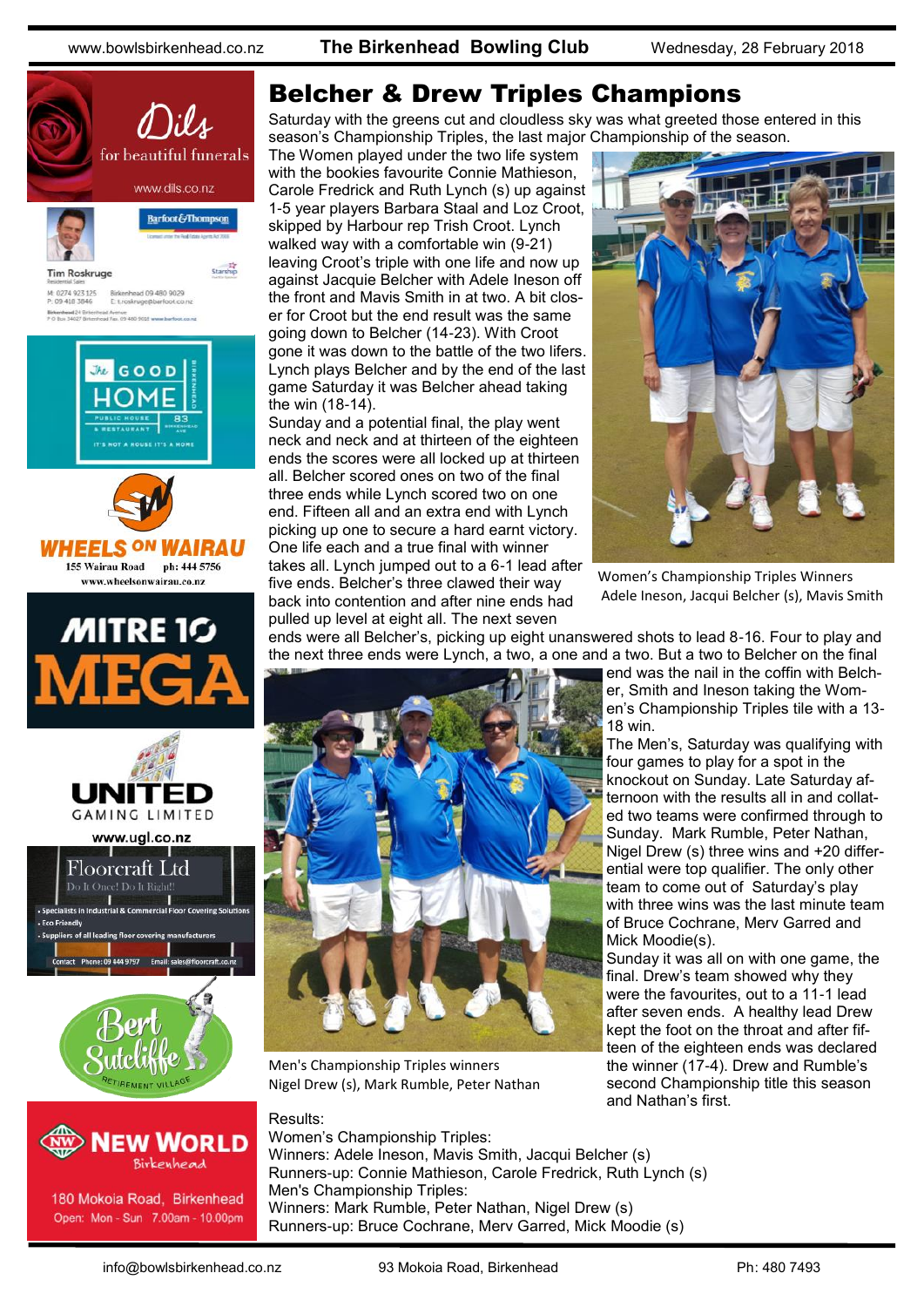# Belcher & Drew Triples Champions

Saturday with the greens cut and cloudless sky was what greeted those entered in this season's Championship Triples, the last major Championship of the season.

The Women played under the two life system with the bookies favourite Connie Mathieson, Carole Fredrick and Ruth Lynch (s) up against 1-5 year players Barbara Staal and Loz Croot, skipped by Harbour rep Trish Croot. Lynch walked way with a comfortable win (9-21) leaving Croot's triple with one life and now up against Jacquie Belcher with Adele Ineson off the front and Mavis Smith in at two. A bit closer for Croot but the end result was the same going down to Belcher (14-23). With Croot gone it was down to the battle of the two lifers. Lynch plays Belcher and by the end of the last game Saturday it was Belcher ahead taking the win (18-14).

Sunday and a potential final, the play went neck and neck and at thirteen of the eighteen ends the scores were all locked up at thirteen all. Belcher scored ones on two of the final three ends while Lynch scored two on one end. Fifteen all and an extra end with Lynch picking up one to secure a hard earnt victory. One life each and a true final with winner takes all. Lynch jumped out to a 6-1 lead after five ends. Belcher's three clawed their way back into contention and after nine ends had pulled up level at eight all. The next seven ends were all Belcher's, picking up eight unanswered shots to lead 8-16. Four to play and the next three ends were Lynch, a two, a one and a two. But a two to Belcher on the final end was the nail in the coffin with Belcher, Smith and Ineson taking the Women's Championship Triples tile with a 13-18 win.

Women's Championship Triples Winners
Adele Ineson, Jacqui Belcher (s), Mavis Smith

The Men's, Saturday was qualifying with four games to play for a spot in the knockout on Sunday. Late Saturday afternoon with the results all in and collated two teams were confirmed through to Sunday. Mark Rumble, Peter Nathan, Nigel Drew (s) three wins and +20 differential were top qualifier. The only other team to come out of Saturday's play with three wins was the last minute team of Bruce Cochrane, Merv Garred and Mick Moodie(s).

Sunday it was all on with one game, the final. Drew's team showed why they were the favourites, out to a 11-1 lead after seven ends. A healthy lead Drew kept the foot on the throat and after fifteen of the eighteen ends was declared the winner (17-4). Drew and Rumble's second Championship title this season and Nathan's first.

Men's Championship Triples winners
Nigel Drew (s), Mark Rumble, Peter Nathan

Results:
Women's Championship Triples:
Winners: Adele Ineson, Mavis Smith, Jacqui Belcher (s)
Runners-up: Connie Mathieson, Carole Fredrick, Ruth Lynch (s)
Men's Championship Triples:
Winners: Mark Rumble, Peter Nathan, Nigel Drew (s)
Runners-up: Bruce Cochrane, Merv Garred, Mick Moodie (s)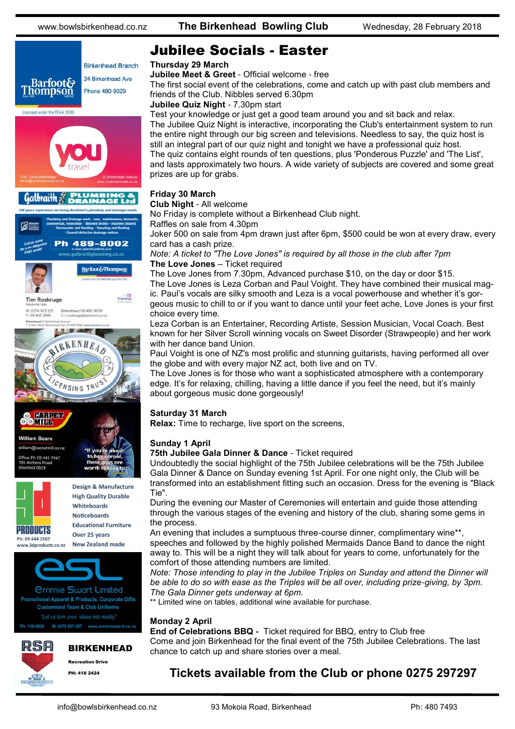# Jubilee Socials - Easter

**Thursday 29 March**

**Jubilee Meet & Greet** - Official welcome - free

The first social event of the celebrations, come and catch up with past club members and friends of the Club. Nibbles served 6.30pm

**Jubilee Quiz Night** - 7.30pm start

Test your knowledge or just get a good team around you and sit back and relax.

The Jubilee Quiz Night is interactive, incorporating the Club's entertainment system to run the entire night through our big screen and televisions. Needless to say, the quiz host is still an integral part of our quiz night and tonight we have a professional quiz host.

The quiz contains eight rounds of ten questions, plus 'Ponderous Puzzle' and 'The List', and lasts approximately two hours. A wide variety of subjects are covered and some great prizes are up for grabs.

**Friday 30 March**

**Club Night** - All welcome

No Friday is complete without a Birkenhead Club night.

Raffles on sale from 4.30pm

Joker 500 on sale from 4pm drawn just after 6pm, $500 could be won at every draw, every card has a cash prize.

*Note: A ticket to "The Love Jones" is required by all those in the club after 7pm*

**The Love Jones** – Ticket required

The Love Jones from 7.30pm, Advanced purchase $10, on the day or door $15.

The Love Jones is Leza Corban and Paul Voight. They have combined their musical magic. Paul's vocals are silky smooth and Leza is a vocal powerhouse and whether it's gorgeous music to chill to or if you want to dance until your feet ache, Love Jones is your first choice every time.

Leza Corban is an Entertainer, Recording Artiste, Session Musician, Vocal Coach. Best known for her Silver Scroll winning vocals on Sweet Disorder (Strawpeople) and her work with her dance band Union.

Paul Voight is one of NZ's most prolific and stunning guitarists, having performed all over the globe and with every major NZ act, both live and on TV.

The Love Jones is for those who want a sophisticated atmosphere with a contemporary edge. It's for relaxing, chilling, having a little dance if you feel the need, but it's mainly about gorgeous music done gorgeously!

**Saturday 31 March**

**Relax:** Time to recharge, live sport on the screens,

**Sunday 1 April**

**75th Jubilee Gala Dinner & Dance** - Ticket required

Undoubtedly the social highlight of the 75th Jubilee celebrations will be the 75th Jubilee Gala Dinner & Dance on Sunday evening 1st April. For one night only, the Club will be transformed into an establishment fitting such an occasion. Dress for the evening is "Black Tie".

During the evening our Master of Ceremonies will entertain and guide those attending through the various stages of the evening and history of the club, sharing some gems in the process.

An evening that includes a sumptuous three-course dinner, complimentary wine**, speeches and followed by the highly polished Mermaids Dance Band to dance the night away to. This will be a night they will talk about for years to come, unfortunately for the comfort of those attending numbers are limited.

*Note: Those intending to play in the Jubilee Triples on Sunday and attend the Dinner will be able to do so with ease as the Triples will be all over, including prize-giving, by 3pm. The Gala Dinner gets underway at 6pm.*

** Limited wine on tables, additional wine available for purchase.

**Monday 2 April**

**End of Celebrations BBQ -** Ticket required for BBQ, entry to Club free

Come and join Birkenhead for the final event of the 75th Jubilee Celebrations. The last chance to catch up and share stories over a meal.

## Tickets available from the Club or phone 0275 297297

---

Barfoot & Thompson — Birkenhead Branch, 24 Birkenhead Ave, Phone 480-9029. Licensed under the REAA 2008

YOU travel — YOU Travel Birkenhead, travel@youbirkenhead.co.nz, 20 Birkenhead Avenue, www.youbirkenhead.co.nz

Galbraith Plumbing & Drainage Ltd — 100 years experience servicing Auckland's plumbing and drainage needs. Ph 489-8002, www.galbraithplumbing.co.nz

Barfoot & Thompson — Tim Roskruge, Residential Sales, M: 0274 923 125, P: 09 418 3846, Birkenhead 09 480 9029, E: t.roskruge@barfoot.co.nz

Birkenhead Licensing Trust

Carpet Mill — William Beare, william@carpetmill.co.nz, Office Ph 09 441 7447, 195 Archers Road, Glenfield 0629. "If you're about to buy carpet, these guys are worth talking to!"

3D Products — Design & Manufacture, High Quality Durable Whiteboards, Noticeboards, Educational Furniture, Over 25 years, New Zealand made. Ph: 09 444 1567, www.3dproducts.co.nz

ESL Emmie Swart Limited — Promotional Apparel & Products, Corporate Gifts, Customised Team & Club Uniforms. "Let us turn your ideas into reality". Ph: 410-0026, M: 0275 297-297, www.emmieswart.co.nz

RSA Birkenhead — Recreation Drive, PH: 418 2424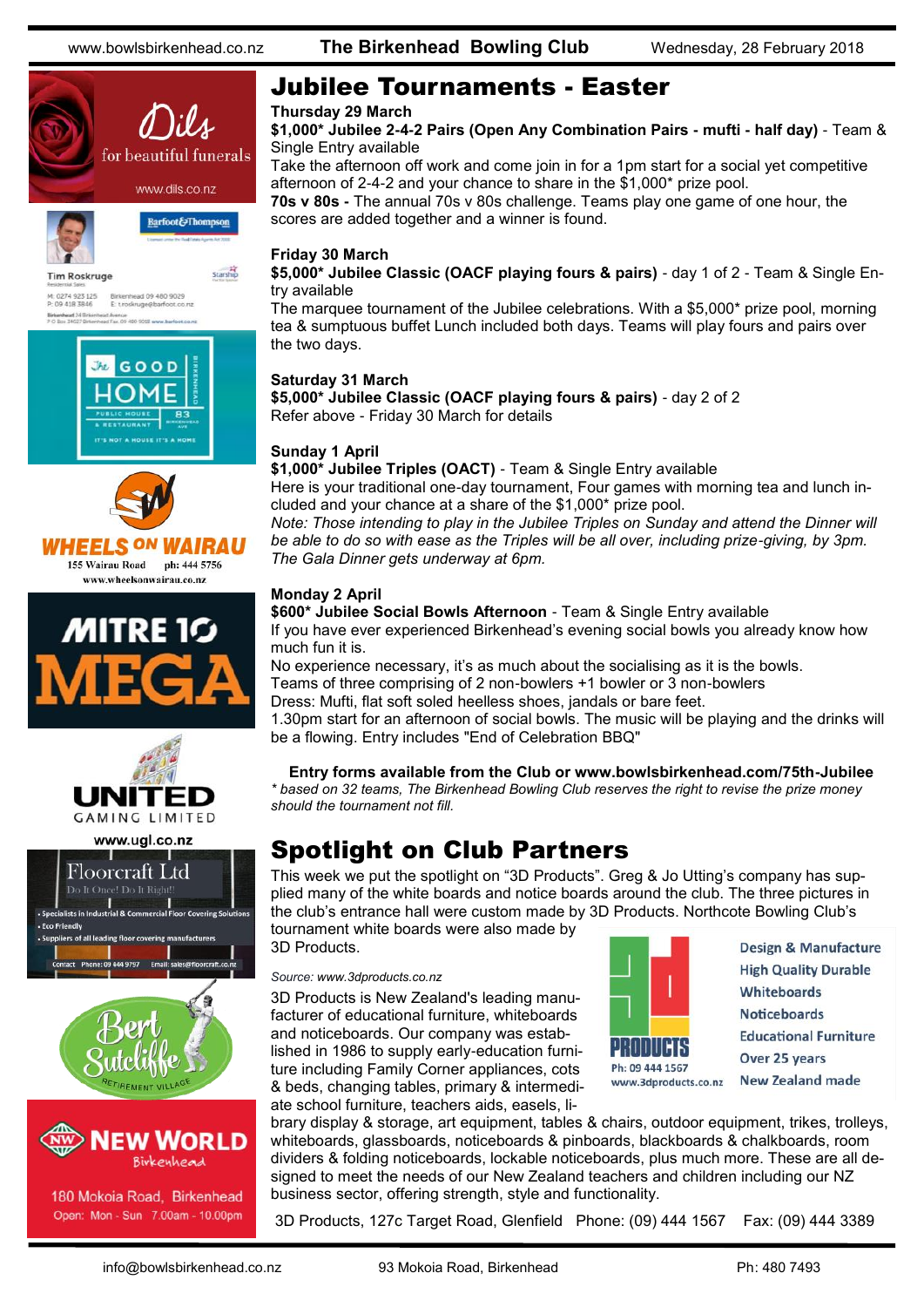# Jubilee Tournaments - Easter

**Thursday 29 March**
**$1,000* Jubilee 2-4-2 Pairs (Open Any Combination Pairs - mufti - half day)** - Team & Single Entry available
Take the afternoon off work and come join in for a 1pm start for a social yet competitive afternoon of 2-4-2 and your chance to share in the $1,000* prize pool.
**70s v 80s -** The annual 70s v 80s challenge. Teams play one game of one hour, the scores are added together and a winner is found.

**Friday 30 March**
**$5,000* Jubilee Classic (OACF playing fours & pairs)** - day 1 of 2 - Team & Single Entry available
The marquee tournament of the Jubilee celebrations. With a $5,000* prize pool, morning tea & sumptuous buffet Lunch included both days. Teams will play fours and pairs over the two days.

**Saturday 31 March**
**$5,000* Jubilee Classic (OACF playing fours & pairs)** - day 2 of 2
Refer above - Friday 30 March for details

**Sunday 1 April**
**$1,000* Jubilee Triples (OACT)** - Team & Single Entry available
Here is your traditional one-day tournament, Four games with morning tea and lunch included and your chance at a share of the $1,000* prize pool.
*Note: Those intending to play in the Jubilee Triples on Sunday and attend the Dinner will be able to do so with ease as the Triples will be all over, including prize-giving, by 3pm. The Gala Dinner gets underway at 6pm.*

**Monday 2 April**
**$600* Jubilee Social Bowls Afternoon** - Team & Single Entry available
If you have ever experienced Birkenhead's evening social bowls you already know how much fun it is.
No experience necessary, it's as much about the socialising as it is the bowls.
Teams of three comprising of 2 non-bowlers +1 bowler or 3 non-bowlers
Dress: Mufti, flat soft soled heelless shoes, jandals or bare feet.
1.30pm start for an afternoon of social bowls. The music will be playing and the drinks will be a flowing. Entry includes "End of Celebration BBQ"

**Entry forms available from the Club or www.bowlsbirkenhead.com/75th-Jubilee**
*\* based on 32 teams, The Birkenhead Bowling Club reserves the right to revise the prize money should the tournament not fill.*

# Spotlight on Club Partners

This week we put the spotlight on "3D Products". Greg & Jo Utting's company has supplied many of the white boards and notice boards around the club. The three pictures in the club's entrance hall were custom made by 3D Products. Northcote Bowling Club's tournament white boards were also made by 3D Products.

*Source: www.3dproducts.co.nz*

3D Products is New Zealand's leading manufacturer of educational furniture, whiteboards and noticeboards. Our company was established in 1986 to supply early-education furniture including Family Corner appliances, cots & beds, changing tables, primary & intermediate school furniture, teachers aids, easels, library display & storage, art equipment, tables & chairs, outdoor equipment, trikes, trolleys, whiteboards, glassboards, noticeboards & pinboards, blackboards & chalkboards, room dividers & folding noticeboards, lockable noticeboards, plus much more. These are all designed to meet the needs of our New Zealand teachers and children including our NZ business sector, offering strength, style and functionality.

3D Products, 127c Target Road, Glenfield Phone: (09) 444 1567 Fax: (09) 444 3389